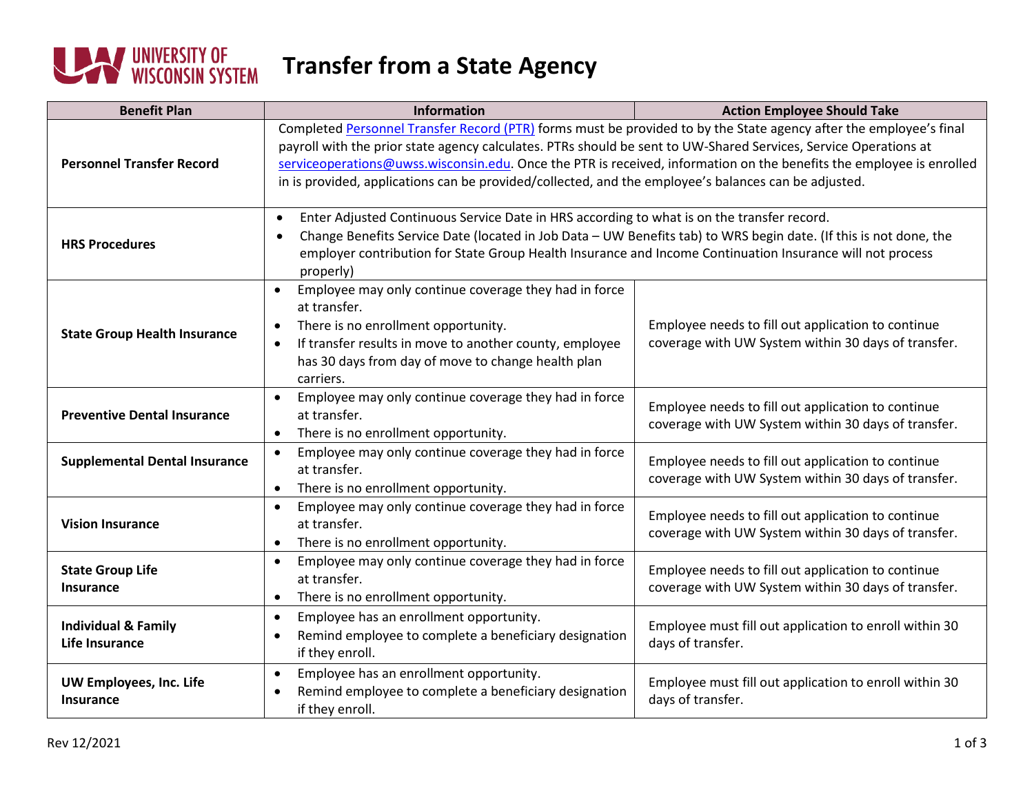# Transfer from a State Agency

| Benefit Plan | Information | Action Employee Should Take |
|---|---|---|
| **Personnel Transfer Record** | Completed [Personnel Transfer Record (PTR)]() forms must be provided to by the State agency after the employee's final payroll with the prior state agency calculates. PTRs should be sent to UW-Shared Services, Service Operations at serviceoperations@uwss.wisconsin.edu. Once the PTR is received, information on the benefits the employee is enrolled in is provided, applications can be provided/collected, and the employee's balances can be adjusted. | |
| **HRS Procedures** | • Enter Adjusted Continuous Service Date in HRS according to what is on the transfer record.<br>• Change Benefits Service Date (located in Job Data – UW Benefits tab) to WRS begin date. (If this is not done, the employer contribution for State Group Health Insurance and Income Continuation Insurance will not process properly) | |
| **State Group Health Insurance** | • Employee may only continue coverage they had in force at transfer.<br>• There is no enrollment opportunity.<br>• If transfer results in move to another county, employee has 30 days from day of move to change health plan carriers. | Employee needs to fill out application to continue coverage with UW System within 30 days of transfer. |
| **Preventive Dental Insurance** | • Employee may only continue coverage they had in force at transfer.<br>• There is no enrollment opportunity. | Employee needs to fill out application to continue coverage with UW System within 30 days of transfer. |
| **Supplemental Dental Insurance** | • Employee may only continue coverage they had in force at transfer.<br>• There is no enrollment opportunity. | Employee needs to fill out application to continue coverage with UW System within 30 days of transfer. |
| **Vision Insurance** | • Employee may only continue coverage they had in force at transfer.<br>• There is no enrollment opportunity. | Employee needs to fill out application to continue coverage with UW System within 30 days of transfer. |
| **State Group Life Insurance** | • Employee may only continue coverage they had in force at transfer.<br>• There is no enrollment opportunity. | Employee needs to fill out application to continue coverage with UW System within 30 days of transfer. |
| **Individual & Family Life Insurance** | • Employee has an enrollment opportunity.<br>• Remind employee to complete a beneficiary designation if they enroll. | Employee must fill out application to enroll within 30 days of transfer. |
| **UW Employees, Inc. Life Insurance** | • Employee has an enrollment opportunity.<br>• Remind employee to complete a beneficiary designation if they enroll. | Employee must fill out application to enroll within 30 days of transfer. |

Rev 12/2021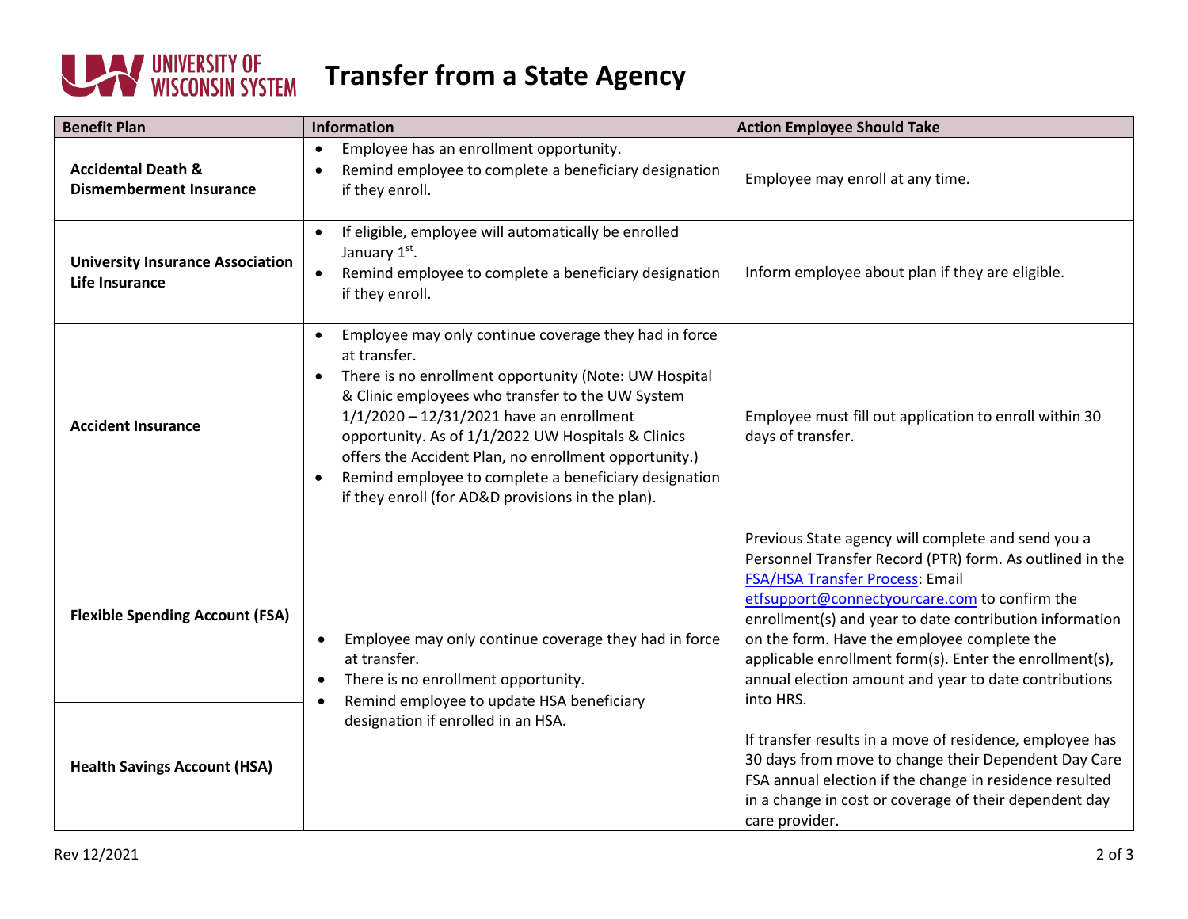# Transfer from a State Agency

| Benefit Plan | Information | Action Employee Should Take |
|---|---|---|
| **Accidental Death & Dismemberment Insurance** | • Employee has an enrollment opportunity.<br>• Remind employee to complete a beneficiary designation if they enroll. | Employee may enroll at any time. |
| **University Insurance Association Life Insurance** | • If eligible, employee will automatically be enrolled January 1st.<br>• Remind employee to complete a beneficiary designation if they enroll. | Inform employee about plan if they are eligible. |
| **Accident Insurance** | • Employee may only continue coverage they had in force at transfer.<br>• There is no enrollment opportunity (Note: UW Hospital & Clinic employees who transfer to the UW System 1/1/2020 – 12/31/2021 have an enrollment opportunity. As of 1/1/2022 UW Hospitals & Clinics offers the Accident Plan, no enrollment opportunity.)<br>• Remind employee to complete a beneficiary designation if they enroll (for AD&D provisions in the plan). | Employee must fill out application to enroll within 30 days of transfer. |
| **Flexible Spending Account (FSA)**<br><br>**Health Savings Account (HSA)** | • Employee may only continue coverage they had in force at transfer.<br>• There is no enrollment opportunity.<br>• Remind employee to update HSA beneficiary designation if enrolled in an HSA. | Previous State agency will complete and send you a Personnel Transfer Record (PTR) form. As outlined in the FSA/HSA Transfer Process: Email etfsupport@connectyourcare.com to confirm the enrollment(s) and year to date contribution information on the form. Have the employee complete the applicable enrollment form(s). Enter the enrollment(s), annual election amount and year to date contributions into HRS.<br><br>If transfer results in a move of residence, employee has 30 days from move to change their Dependent Day Care FSA annual election if the change in residence resulted in a change in cost or coverage of their dependent day care provider. |

Rev 12/2021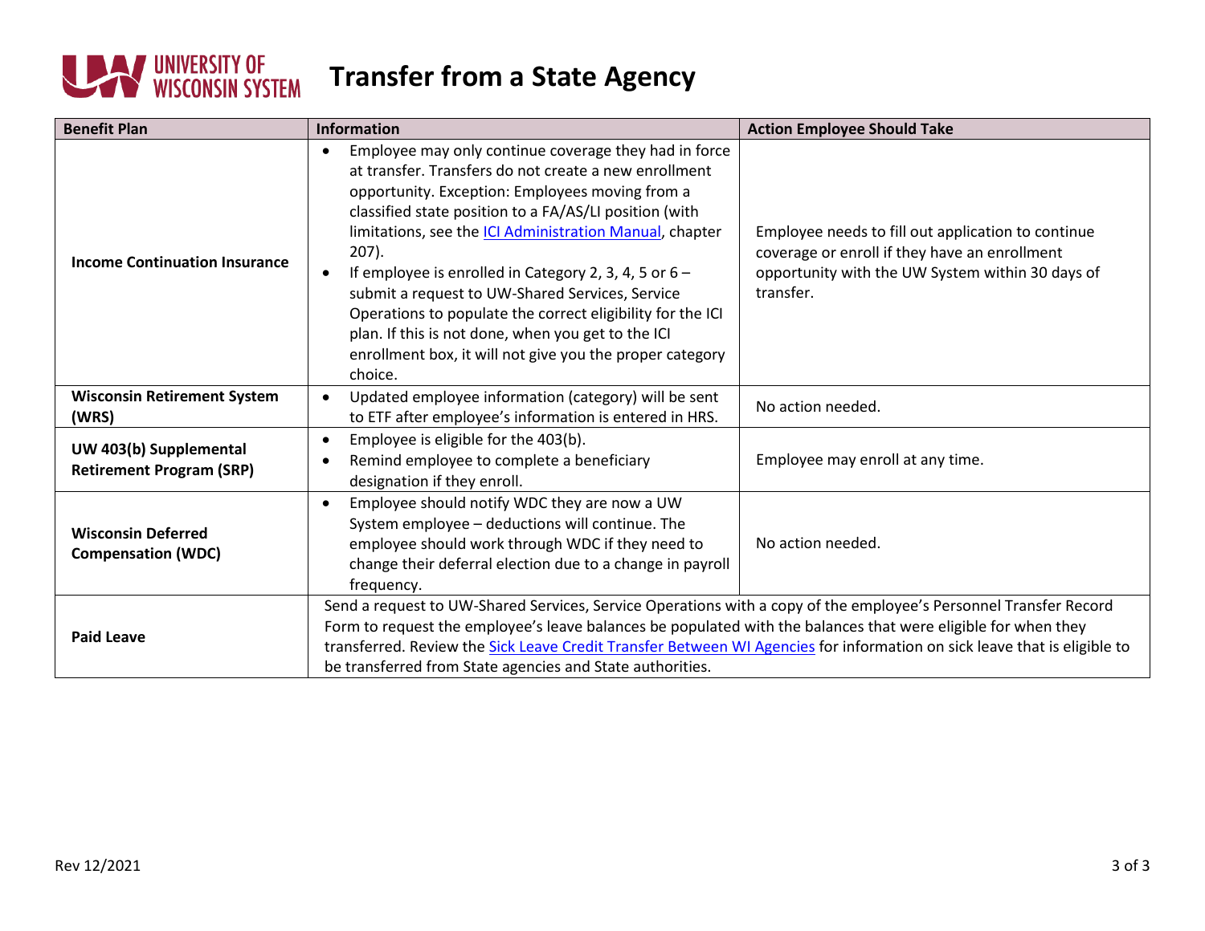# Transfer from a State Agency

| Benefit Plan | Information | Action Employee Should Take |
|---|---|---|
| **Income Continuation Insurance** | • Employee may only continue coverage they had in force at transfer. Transfers do not create a new enrollment opportunity. Exception: Employees moving from a classified state position to a FA/AS/LI position (with limitations, see the [ICI Administration Manual](), chapter 207).<br>• If employee is enrolled in Category 2, 3, 4, 5 or 6 – submit a request to UW-Shared Services, Service Operations to populate the correct eligibility for the ICI plan. If this is not done, when you get to the ICI enrollment box, it will not give you the proper category choice. | Employee needs to fill out application to continue coverage or enroll if they have an enrollment opportunity with the UW System within 30 days of transfer. |
| **Wisconsin Retirement System (WRS)** | • Updated employee information (category) will be sent to ETF after employee's information is entered in HRS. | No action needed. |
| **UW 403(b) Supplemental Retirement Program (SRP)** | • Employee is eligible for the 403(b).<br>• Remind employee to complete a beneficiary designation if they enroll. | Employee may enroll at any time. |
| **Wisconsin Deferred Compensation (WDC)** | • Employee should notify WDC they are now a UW System employee – deductions will continue. The employee should work through WDC if they need to change their deferral election due to a change in payroll frequency. | No action needed. |
| **Paid Leave** | Send a request to UW-Shared Services, Service Operations with a copy of the employee's Personnel Transfer Record Form to request the employee's leave balances be populated with the balances that were eligible for when they transferred. Review the [Sick Leave Credit Transfer Between WI Agencies]() for information on sick leave that is eligible to be transferred from State agencies and State authorities. | |

Rev 12/2021